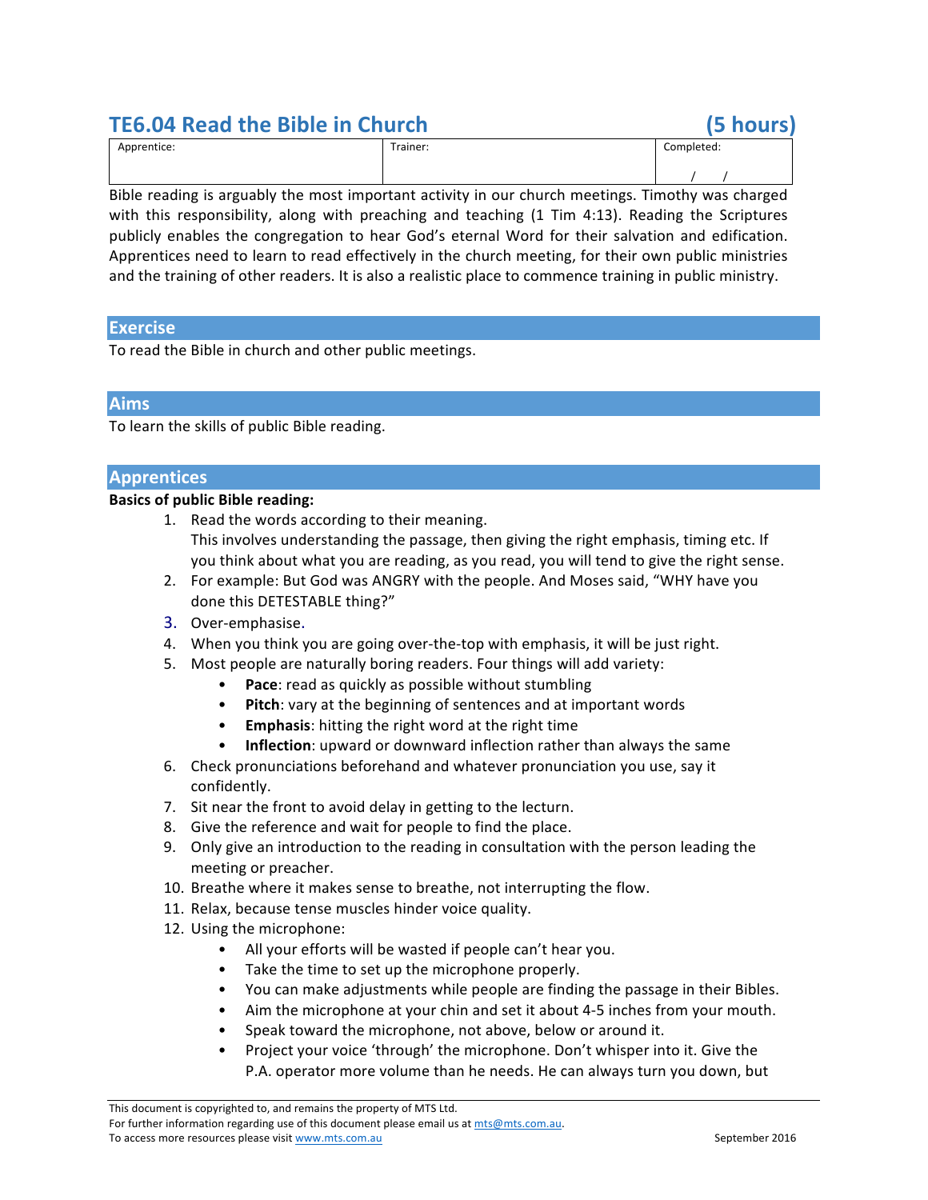# TE6.04 Read the Bible in Church (5 hours)

| Apprentice: | Trainer: | Completed: |
| --- | --- | --- |
| | | / / |

Bible reading is arguably the most important activity in our church meetings. Timothy was charged with this responsibility, along with preaching and teaching (1 Tim 4:13). Reading the Scriptures publicly enables the congregation to hear God's eternal Word for their salvation and edification. Apprentices need to learn to read effectively in the church meeting, for their own public ministries and the training of other readers. It is also a realistic place to commence training in public ministry.

## Exercise

To read the Bible in church and other public meetings.

## Aims

To learn the skills of public Bible reading.

## Apprentices

**Basics of public Bible reading:**

1. Read the words according to their meaning.
   This involves understanding the passage, then giving the right emphasis, timing etc. If you think about what you are reading, as you read, you will tend to give the right sense.
2. For example: But God was ANGRY with the people. And Moses said, "WHY have you done this DETESTABLE thing?"
3. Over-emphasise.
4. When you think you are going over-the-top with emphasis, it will be just right.
5. Most people are naturally boring readers. Four things will add variety:
   - **Pace**: read as quickly as possible without stumbling
   - **Pitch**: vary at the beginning of sentences and at important words
   - **Emphasis**: hitting the right word at the right time
   - **Inflection**: upward or downward inflection rather than always the same
6. Check pronunciations beforehand and whatever pronunciation you use, say it confidently.
7. Sit near the front to avoid delay in getting to the lecturn.
8. Give the reference and wait for people to find the place.
9. Only give an introduction to the reading in consultation with the person leading the meeting or preacher.
10. Breathe where it makes sense to breathe, not interrupting the flow.
11. Relax, because tense muscles hinder voice quality.
12. Using the microphone:
    - All your efforts will be wasted if people can't hear you.
    - Take the time to set up the microphone properly.
    - You can make adjustments while people are finding the passage in their Bibles.
    - Aim the microphone at your chin and set it about 4-5 inches from your mouth.
    - Speak toward the microphone, not above, below or around it.
    - Project your voice 'through' the microphone. Don't whisper into it. Give the P.A. operator more volume than he needs. He can always turn you down, but

This document is copyrighted to, and remains the property of MTS Ltd.
For further information regarding use of this document please email us at mts@mts.com.au.
To access more resources please visit www.mts.com.au September 2016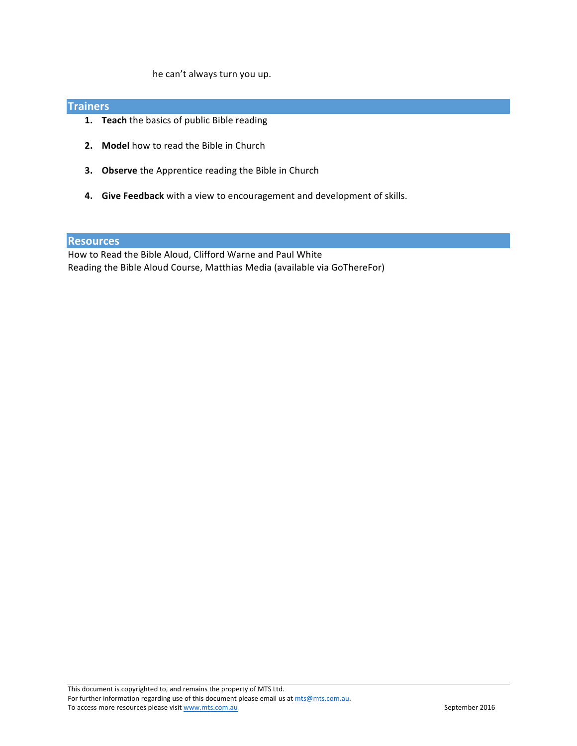he can't always turn you up.

## Trainers

1. **Teach** the basics of public Bible reading
2. **Model** how to read the Bible in Church
3. **Observe** the Apprentice reading the Bible in Church
4. **Give Feedback** with a view to encouragement and development of skills.

## Resources

How to Read the Bible Aloud, Clifford Warne and Paul White
Reading the Bible Aloud Course, Matthias Media (available via GoThereFor)

This document is copyrighted to, and remains the property of MTS Ltd.
For further information regarding use of this document please email us at mts@mts.com.au.
To access more resources please visit www.mts.com.au

September 2016